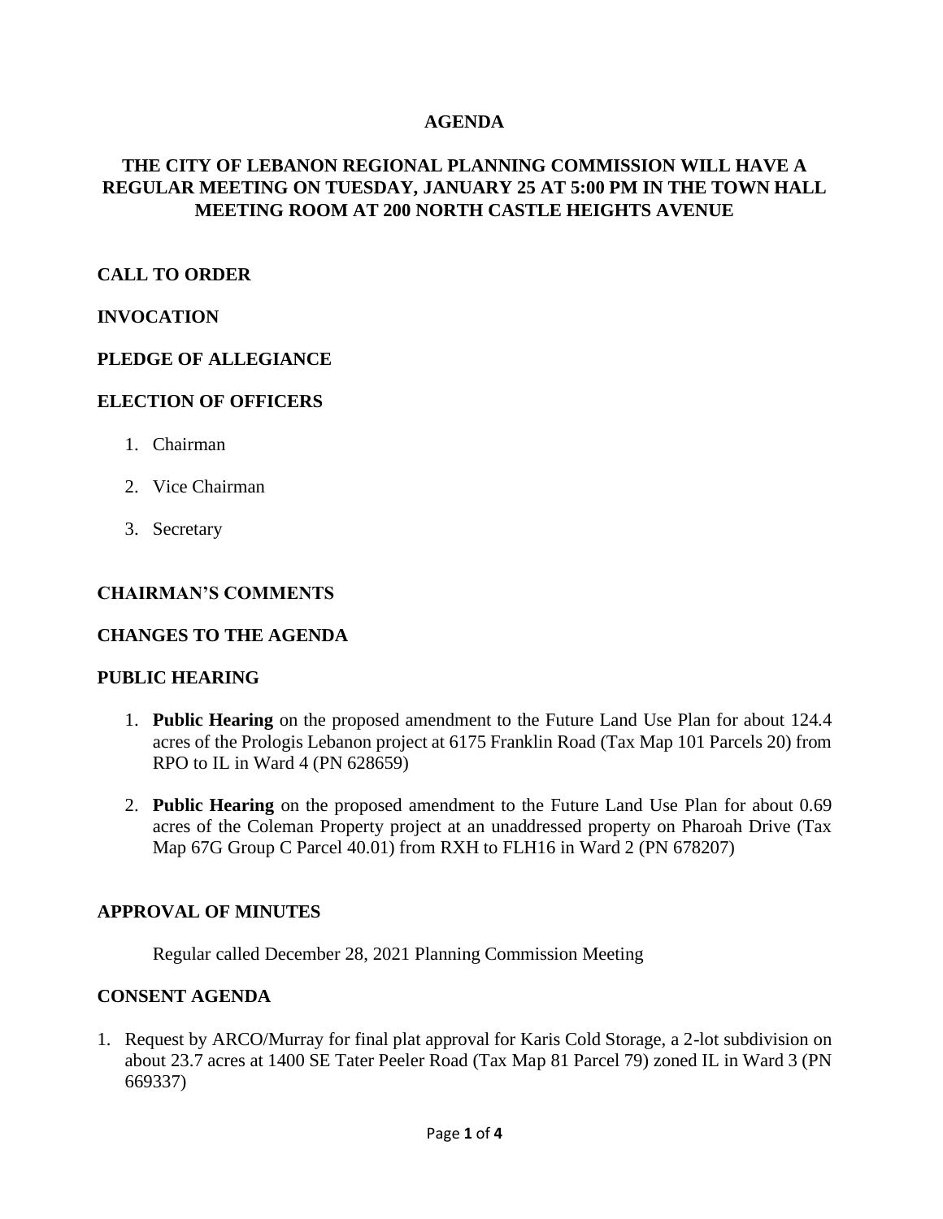# AGENDA

## THE CITY OF LEBANON REGIONAL PLANNING COMMISSION WILL HAVE A REGULAR MEETING ON TUESDAY, JANUARY 25 AT 5:00 PM IN THE TOWN HALL MEETING ROOM AT 200 NORTH CASTLE HEIGHTS AVENUE

### CALL TO ORDER

### INVOCATION

### PLEDGE OF ALLEGIANCE

### ELECTION OF OFFICERS

1. Chairman
2. Vice Chairman
3. Secretary

### CHAIRMAN'S COMMENTS

### CHANGES TO THE AGENDA

### PUBLIC HEARING

1. **Public Hearing** on the proposed amendment to the Future Land Use Plan for about 124.4 acres of the Prologis Lebanon project at 6175 Franklin Road (Tax Map 101 Parcels 20) from RPO to IL in Ward 4 (PN 628659)
2. **Public Hearing** on the proposed amendment to the Future Land Use Plan for about 0.69 acres of the Coleman Property project at an unaddressed property on Pharoah Drive (Tax Map 67G Group C Parcel 40.01) from RXH to FLH16 in Ward 2 (PN 678207)

### APPROVAL OF MINUTES

Regular called December 28, 2021 Planning Commission Meeting

### CONSENT AGENDA

1. Request by ARCO/Murray for final plat approval for Karis Cold Storage, a 2-lot subdivision on about 23.7 acres at 1400 SE Tater Peeler Road (Tax Map 81 Parcel 79) zoned IL in Ward 3 (PN 669337)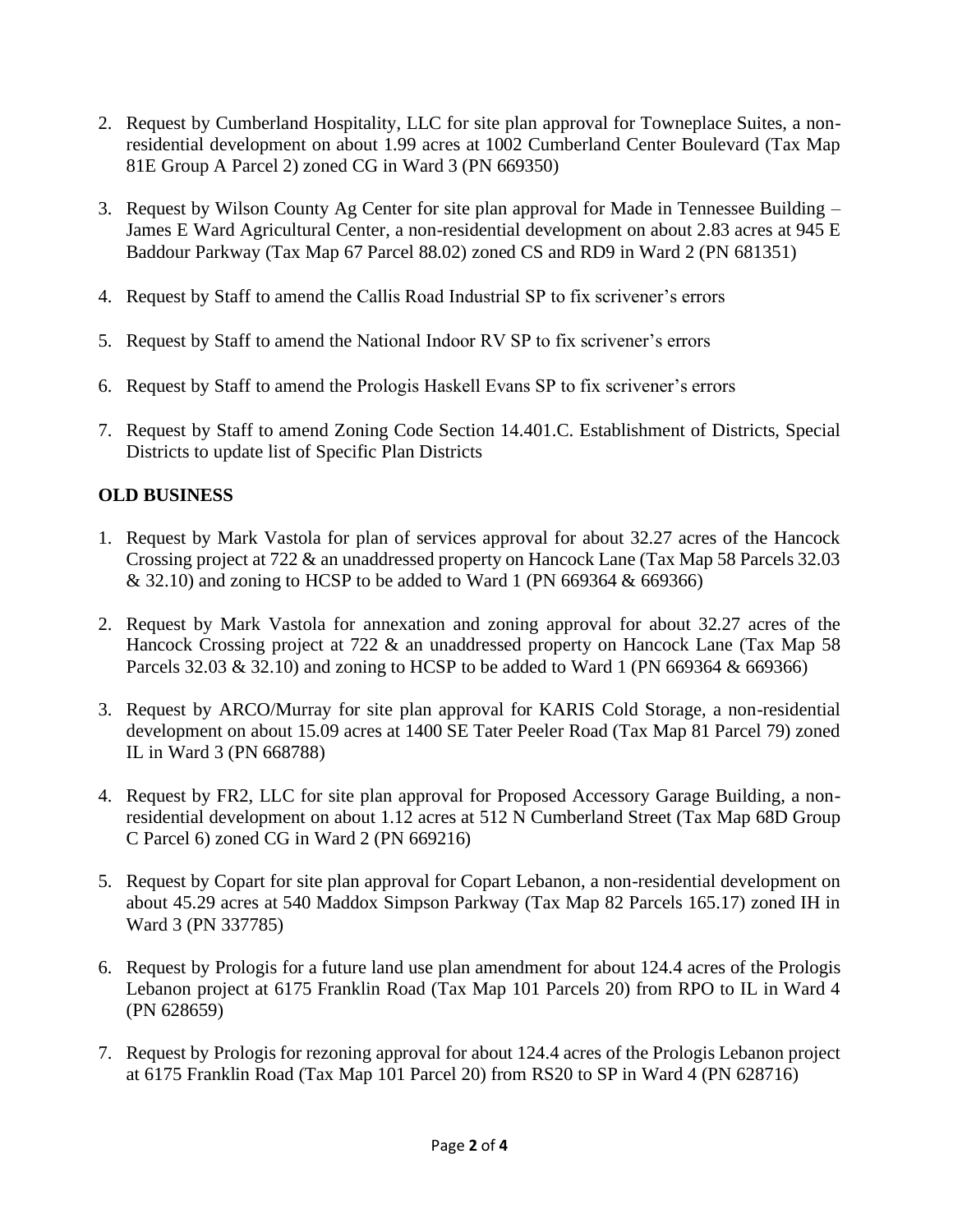2. Request by Cumberland Hospitality, LLC for site plan approval for Towneplace Suites, a non-residential development on about 1.99 acres at 1002 Cumberland Center Boulevard (Tax Map 81E Group A Parcel 2) zoned CG in Ward 3 (PN 669350)

3. Request by Wilson County Ag Center for site plan approval for Made in Tennessee Building – James E Ward Agricultural Center, a non-residential development on about 2.83 acres at 945 E Baddour Parkway (Tax Map 67 Parcel 88.02) zoned CS and RD9 in Ward 2 (PN 681351)

4. Request by Staff to amend the Callis Road Industrial SP to fix scrivener's errors

5. Request by Staff to amend the National Indoor RV SP to fix scrivener's errors

6. Request by Staff to amend the Prologis Haskell Evans SP to fix scrivener's errors

7. Request by Staff to amend Zoning Code Section 14.401.C. Establishment of Districts, Special Districts to update list of Specific Plan Districts

**OLD BUSINESS**

1. Request by Mark Vastola for plan of services approval for about 32.27 acres of the Hancock Crossing project at 722 & an unaddressed property on Hancock Lane (Tax Map 58 Parcels 32.03 & 32.10) and zoning to HCSP to be added to Ward 1 (PN 669364 & 669366)

2. Request by Mark Vastola for annexation and zoning approval for about 32.27 acres of the Hancock Crossing project at 722 & an unaddressed property on Hancock Lane (Tax Map 58 Parcels 32.03 & 32.10) and zoning to HCSP to be added to Ward 1 (PN 669364 & 669366)

3. Request by ARCO/Murray for site plan approval for KARIS Cold Storage, a non-residential development on about 15.09 acres at 1400 SE Tater Peeler Road (Tax Map 81 Parcel 79) zoned IL in Ward 3 (PN 668788)

4. Request by FR2, LLC for site plan approval for Proposed Accessory Garage Building, a non-residential development on about 1.12 acres at 512 N Cumberland Street (Tax Map 68D Group C Parcel 6) zoned CG in Ward 2 (PN 669216)

5. Request by Copart for site plan approval for Copart Lebanon, a non-residential development on about 45.29 acres at 540 Maddox Simpson Parkway (Tax Map 82 Parcels 165.17) zoned IH in Ward 3 (PN 337785)

6. Request by Prologis for a future land use plan amendment for about 124.4 acres of the Prologis Lebanon project at 6175 Franklin Road (Tax Map 101 Parcels 20) from RPO to IL in Ward 4 (PN 628659)

7. Request by Prologis for rezoning approval for about 124.4 acres of the Prologis Lebanon project at 6175 Franklin Road (Tax Map 101 Parcel 20) from RS20 to SP in Ward 4 (PN 628716)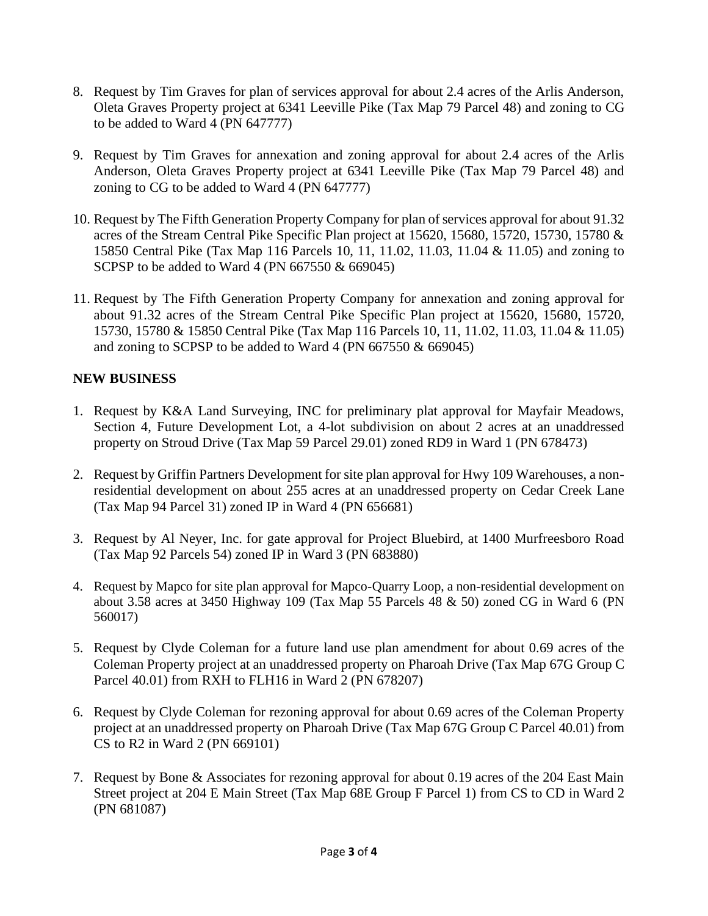8. Request by Tim Graves for plan of services approval for about 2.4 acres of the Arlis Anderson, Oleta Graves Property project at 6341 Leeville Pike (Tax Map 79 Parcel 48) and zoning to CG to be added to Ward 4 (PN 647777)

9. Request by Tim Graves for annexation and zoning approval for about 2.4 acres of the Arlis Anderson, Oleta Graves Property project at 6341 Leeville Pike (Tax Map 79 Parcel 48) and zoning to CG to be added to Ward 4 (PN 647777)

10. Request by The Fifth Generation Property Company for plan of services approval for about 91.32 acres of the Stream Central Pike Specific Plan project at 15620, 15680, 15720, 15730, 15780 & 15850 Central Pike (Tax Map 116 Parcels 10, 11, 11.02, 11.03, 11.04 & 11.05) and zoning to SCPSP to be added to Ward 4 (PN 667550 & 669045)

11. Request by The Fifth Generation Property Company for annexation and zoning approval for about 91.32 acres of the Stream Central Pike Specific Plan project at 15620, 15680, 15720, 15730, 15780 & 15850 Central Pike (Tax Map 116 Parcels 10, 11, 11.02, 11.03, 11.04 & 11.05) and zoning to SCPSP to be added to Ward 4 (PN 667550 & 669045)

**NEW BUSINESS**

1. Request by K&A Land Surveying, INC for preliminary plat approval for Mayfair Meadows, Section 4, Future Development Lot, a 4-lot subdivision on about 2 acres at an unaddressed property on Stroud Drive (Tax Map 59 Parcel 29.01) zoned RD9 in Ward 1 (PN 678473)

2. Request by Griffin Partners Development for site plan approval for Hwy 109 Warehouses, a non-residential development on about 255 acres at an unaddressed property on Cedar Creek Lane (Tax Map 94 Parcel 31) zoned IP in Ward 4 (PN 656681)

3. Request by Al Neyer, Inc. for gate approval for Project Bluebird, at 1400 Murfreesboro Road (Tax Map 92 Parcels 54) zoned IP in Ward 3 (PN 683880)

4. Request by Mapco for site plan approval for Mapco-Quarry Loop, a non-residential development on about 3.58 acres at 3450 Highway 109 (Tax Map 55 Parcels 48 & 50) zoned CG in Ward 6 (PN 560017)

5. Request by Clyde Coleman for a future land use plan amendment for about 0.69 acres of the Coleman Property project at an unaddressed property on Pharoah Drive (Tax Map 67G Group C Parcel 40.01) from RXH to FLH16 in Ward 2 (PN 678207)

6. Request by Clyde Coleman for rezoning approval for about 0.69 acres of the Coleman Property project at an unaddressed property on Pharoah Drive (Tax Map 67G Group C Parcel 40.01) from CS to R2 in Ward 2 (PN 669101)

7. Request by Bone & Associates for rezoning approval for about 0.19 acres of the 204 East Main Street project at 204 E Main Street (Tax Map 68E Group F Parcel 1) from CS to CD in Ward 2 (PN 681087)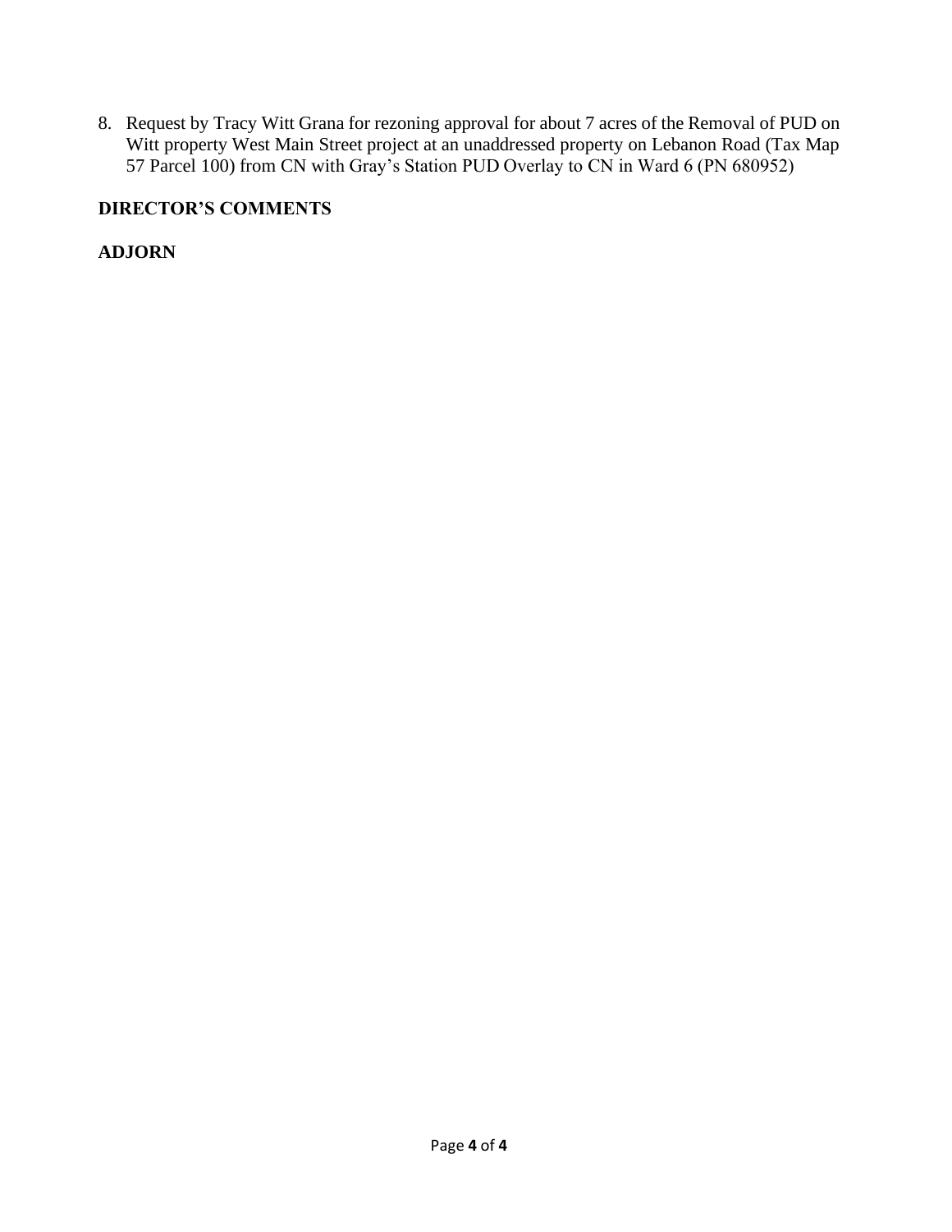8. Request by Tracy Witt Grana for rezoning approval for about 7 acres of the Removal of PUD on Witt property West Main Street project at an unaddressed property on Lebanon Road (Tax Map 57 Parcel 100) from CN with Gray's Station PUD Overlay to CN in Ward 6 (PN 680952)

**DIRECTOR'S COMMENTS**

**ADJORN**